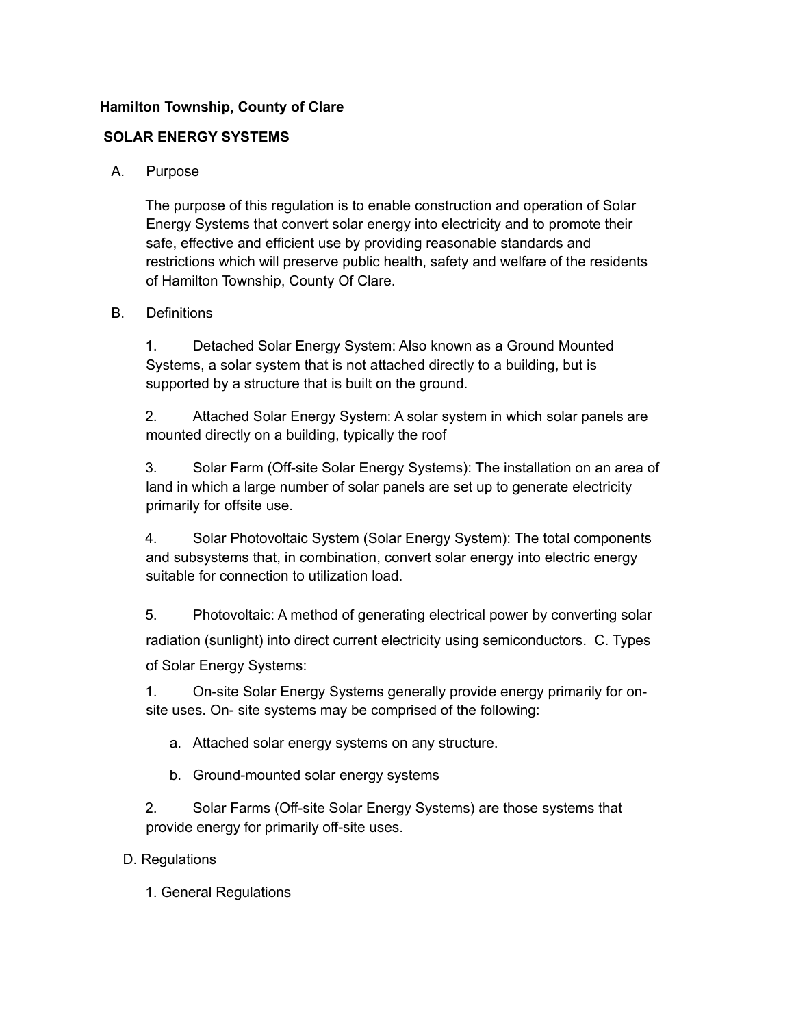**Hamilton Township, County of Clare**

**SOLAR ENERGY SYSTEMS**

A. Purpose

The purpose of this regulation is to enable construction and operation of Solar Energy Systems that convert solar energy into electricity and to promote their safe, effective and efficient use by providing reasonable standards and restrictions which will preserve public health, safety and welfare of the residents of Hamilton Township, County Of Clare.

B. Definitions

1. Detached Solar Energy System: Also known as a Ground Mounted Systems, a solar system that is not attached directly to a building, but is supported by a structure that is built on the ground.

2. Attached Solar Energy System: A solar system in which solar panels are mounted directly on a building, typically the roof

3. Solar Farm (Off-site Solar Energy Systems): The installation on an area of land in which a large number of solar panels are set up to generate electricity primarily for offsite use.

4. Solar Photovoltaic System (Solar Energy System): The total components and subsystems that, in combination, convert solar energy into electric energy suitable for connection to utilization load.

5. Photovoltaic: A method of generating electrical power by converting solar radiation (sunlight) into direct current electricity using semiconductors. C. Types of Solar Energy Systems:

1. On-site Solar Energy Systems generally provide energy primarily for on-site uses. On- site systems may be comprised of the following:

   a. Attached solar energy systems on any structure.

   b. Ground-mounted solar energy systems

2. Solar Farms (Off-site Solar Energy Systems) are those systems that provide energy for primarily off-site uses.

D. Regulations

1. General Regulations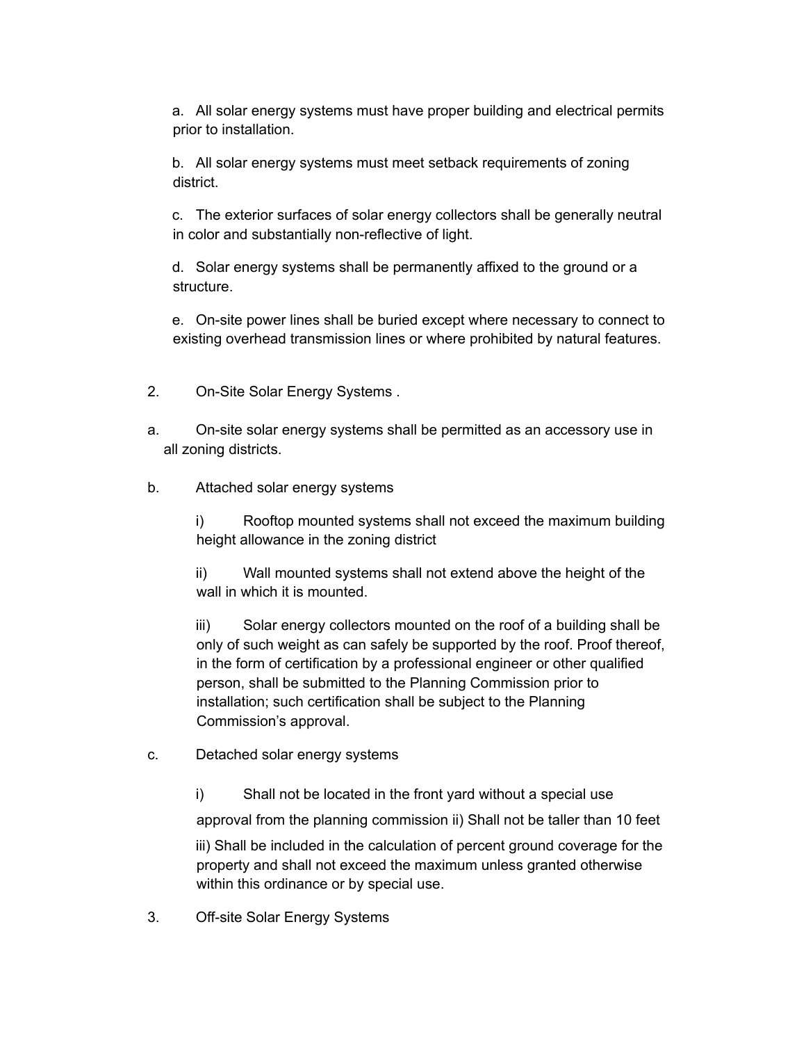a. All solar energy systems must have proper building and electrical permits prior to installation.

b. All solar energy systems must meet setback requirements of zoning district.

c. The exterior surfaces of solar energy collectors shall be generally neutral in color and substantially non-reflective of light.

d. Solar energy systems shall be permanently affixed to the ground or a structure.

e. On-site power lines shall be buried except where necessary to connect to existing overhead transmission lines or where prohibited by natural features.

2. On-Site Solar Energy Systems .

a. On-site solar energy systems shall be permitted as an accessory use in all zoning districts.

b. Attached solar energy systems

i) Rooftop mounted systems shall not exceed the maximum building height allowance in the zoning district

ii) Wall mounted systems shall not extend above the height of the wall in which it is mounted.

iii) Solar energy collectors mounted on the roof of a building shall be only of such weight as can safely be supported by the roof. Proof thereof, in the form of certification by a professional engineer or other qualified person, shall be submitted to the Planning Commission prior to installation; such certification shall be subject to the Planning Commission's approval.

c. Detached solar energy systems

i) Shall not be located in the front yard without a special use approval from the planning commission ii) Shall not be taller than 10 feet

iii) Shall be included in the calculation of percent ground coverage for the property and shall not exceed the maximum unless granted otherwise within this ordinance or by special use.

3. Off-site Solar Energy Systems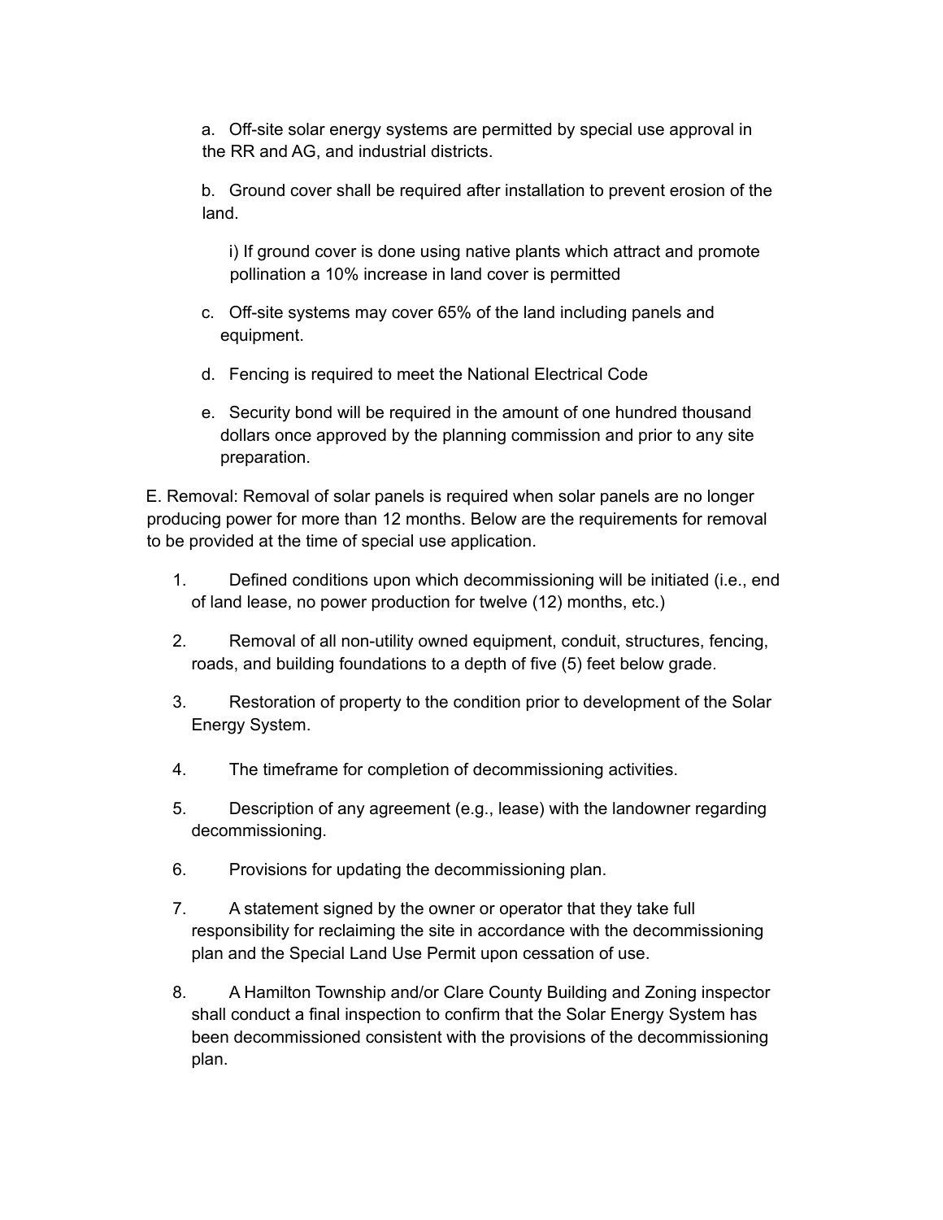a. Off-site solar energy systems are permitted by special use approval in the RR and AG, and industrial districts.

b. Ground cover shall be required after installation to prevent erosion of the land.

   i) If ground cover is done using native plants which attract and promote pollination a 10% increase in land cover is permitted

c. Off-site systems may cover 65% of the land including panels and equipment.

d. Fencing is required to meet the National Electrical Code

e. Security bond will be required in the amount of one hundred thousand dollars once approved by the planning commission and prior to any site preparation.

E. Removal: Removal of solar panels is required when solar panels are no longer producing power for more than 12 months. Below are the requirements for removal to be provided at the time of special use application.

1. Defined conditions upon which decommissioning will be initiated (i.e., end of land lease, no power production for twelve (12) months, etc.)
2. Removal of all non-utility owned equipment, conduit, structures, fencing, roads, and building foundations to a depth of five (5) feet below grade.
3. Restoration of property to the condition prior to development of the Solar Energy System.
4. The timeframe for completion of decommissioning activities.
5. Description of any agreement (e.g., lease) with the landowner regarding decommissioning.
6. Provisions for updating the decommissioning plan.
7. A statement signed by the owner or operator that they take full responsibility for reclaiming the site in accordance with the decommissioning plan and the Special Land Use Permit upon cessation of use.
8. A Hamilton Township and/or Clare County Building and Zoning inspector shall conduct a final inspection to confirm that the Solar Energy System has been decommissioned consistent with the provisions of the decommissioning plan.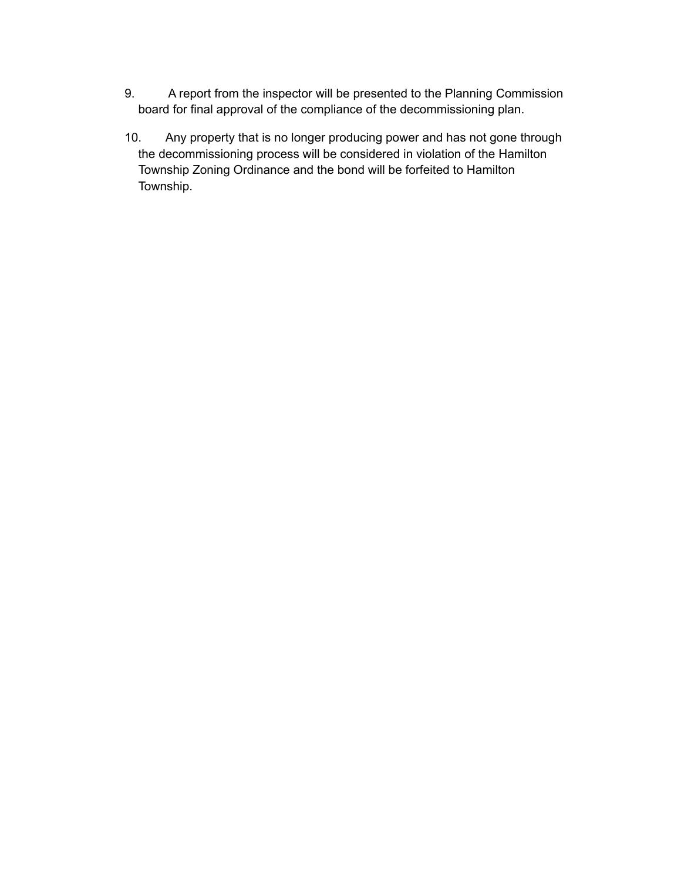9. A report from the inspector will be presented to the Planning Commission board for final approval of the compliance of the decommissioning plan.

10. Any property that is no longer producing power and has not gone through the decommissioning process will be considered in violation of the Hamilton Township Zoning Ordinance and the bond will be forfeited to Hamilton Township.